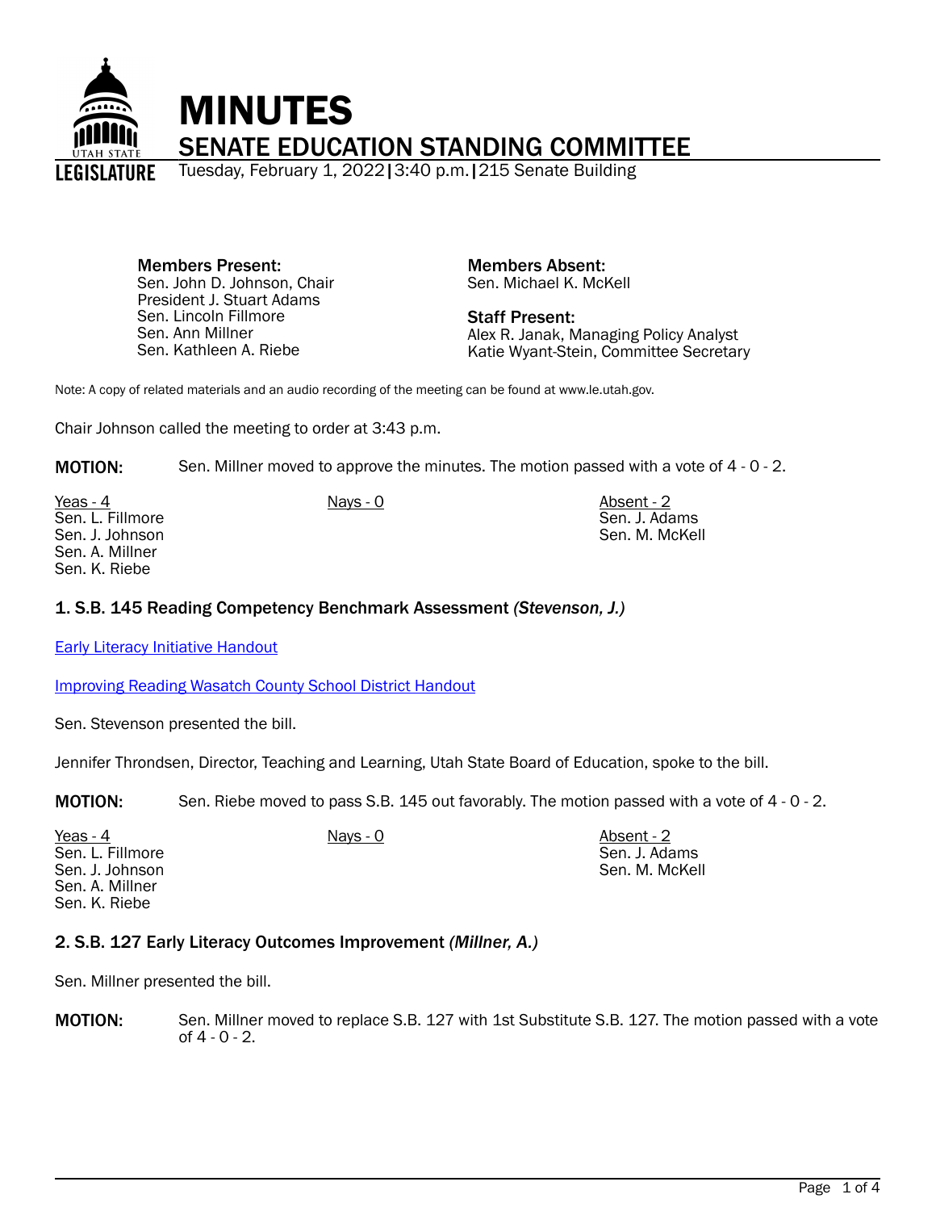# MINUTES

## SENATE EDUCATION STANDING COMMITTEE

Tuesday, February 1, 2022 | 3:40 p.m. | 215 Senate Building

**Members Present:**
Sen. John D. Johnson, Chair
President J. Stuart Adams
Sen. Lincoln Fillmore
Sen. Ann Millner
Sen. Kathleen A. Riebe

**Members Absent:**
Sen. Michael K. McKell

**Staff Present:**
Alex R. Janak, Managing Policy Analyst
Katie Wyant-Stein, Committee Secretary

Note: A copy of related materials and an audio recording of the meeting can be found at www.le.utah.gov.

Chair Johnson called the meeting to order at 3:43 p.m.

**MOTION:** Sen. Millner moved to approve the minutes. The motion passed with a vote of 4 - 0 - 2.

| Yeas - 4 | Nays - 0 | Absent - 2 |
|---|---|---|
| Sen. L. Fillmore | | Sen. J. Adams |
| Sen. J. Johnson | | Sen. M. McKell |
| Sen. A. Millner | | |
| Sen. K. Riebe | | |

### 1. S.B. 145 Reading Competency Benchmark Assessment *(Stevenson, J.)*

Early Literacy Initiative Handout

Improving Reading Wasatch County School District Handout

Sen. Stevenson presented the bill.

Jennifer Throndsen, Director, Teaching and Learning, Utah State Board of Education, spoke to the bill.

**MOTION:** Sen. Riebe moved to pass S.B. 145 out favorably. The motion passed with a vote of 4 - 0 - 2.

| Yeas - 4 | Nays - 0 | Absent - 2 |
|---|---|---|
| Sen. L. Fillmore | | Sen. J. Adams |
| Sen. J. Johnson | | Sen. M. McKell |
| Sen. A. Millner | | |
| Sen. K. Riebe | | |

### 2. S.B. 127 Early Literacy Outcomes Improvement *(Millner, A.)*

Sen. Millner presented the bill.

**MOTION:** Sen. Millner moved to replace S.B. 127 with 1st Substitute S.B. 127. The motion passed with a vote of 4 - 0 - 2.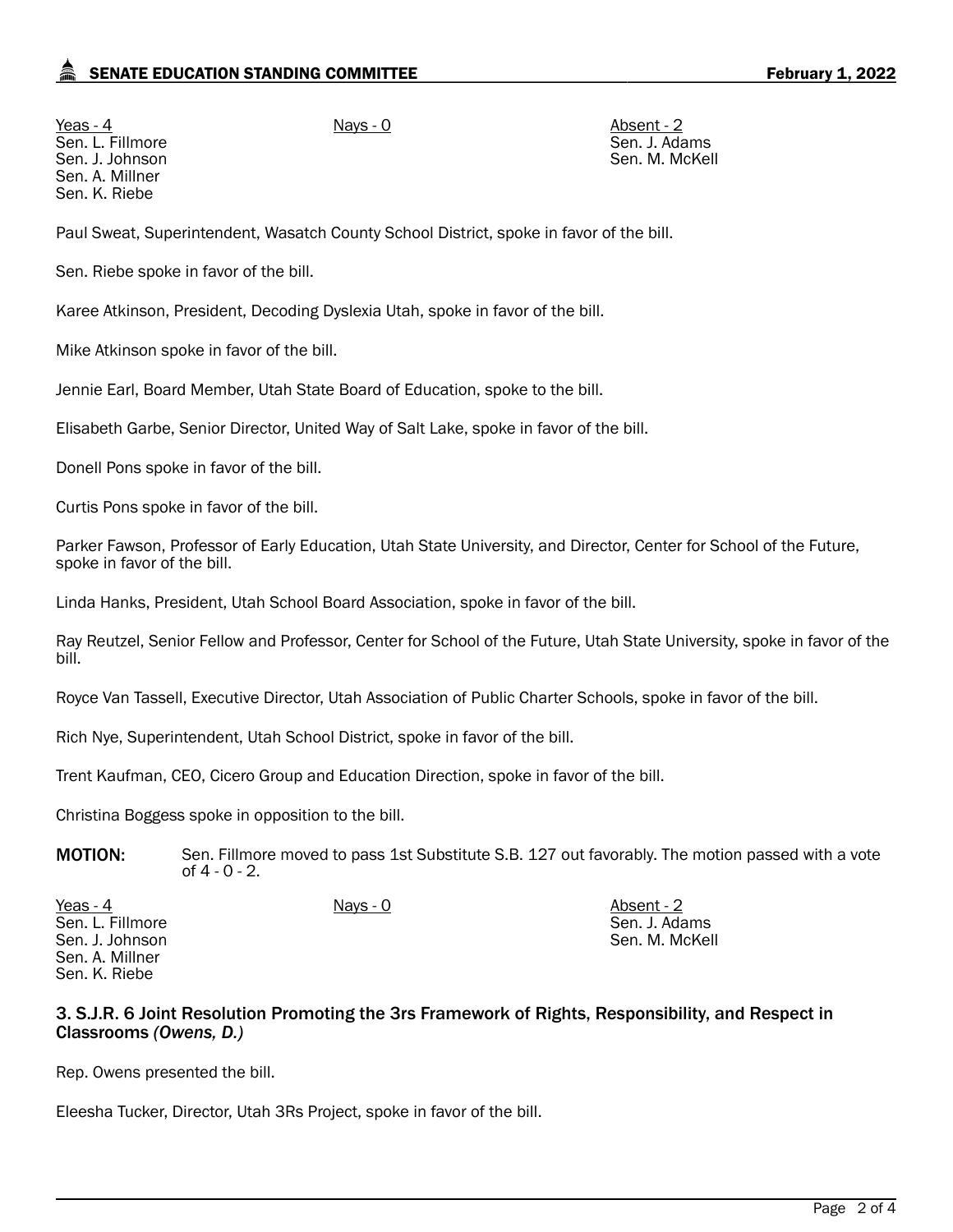| Yeas - 4 | Nays - 0 | Absent - 2 |
|---|---|---|
| Sen. L. Fillmore | | Sen. J. Adams |
| Sen. J. Johnson | | Sen. M. McKell |
| Sen. A. Millner | | |
| Sen. K. Riebe | | |

Paul Sweat, Superintendent, Wasatch County School District, spoke in favor of the bill.

Sen. Riebe spoke in favor of the bill.

Karee Atkinson, President, Decoding Dyslexia Utah, spoke in favor of the bill.

Mike Atkinson spoke in favor of the bill.

Jennie Earl, Board Member, Utah State Board of Education, spoke to the bill.

Elisabeth Garbe, Senior Director, United Way of Salt Lake, spoke in favor of the bill.

Donell Pons spoke in favor of the bill.

Curtis Pons spoke in favor of the bill.

Parker Fawson, Professor of Early Education, Utah State University, and Director, Center for School of the Future, spoke in favor of the bill.

Linda Hanks, President, Utah School Board Association, spoke in favor of the bill.

Ray Reutzel, Senior Fellow and Professor, Center for School of the Future, Utah State University, spoke in favor of the bill.

Royce Van Tassell, Executive Director, Utah Association of Public Charter Schools, spoke in favor of the bill.

Rich Nye, Superintendent, Utah School District, spoke in favor of the bill.

Trent Kaufman, CEO, Cicero Group and Education Direction, spoke in favor of the bill.

Christina Boggess spoke in opposition to the bill.

**MOTION:** Sen. Fillmore moved to pass 1st Substitute S.B. 127 out favorably. The motion passed with a vote of 4 - 0 - 2.

| Yeas - 4 | Nays - 0 | Absent - 2 |
|---|---|---|
| Sen. L. Fillmore | | Sen. J. Adams |
| Sen. J. Johnson | | Sen. M. McKell |
| Sen. A. Millner | | |
| Sen. K. Riebe | | |

### 3. S.J.R. 6 Joint Resolution Promoting the 3rs Framework of Rights, Responsibility, and Respect in Classrooms *(Owens, D.)*

Rep. Owens presented the bill.

Eleesha Tucker, Director, Utah 3Rs Project, spoke in favor of the bill.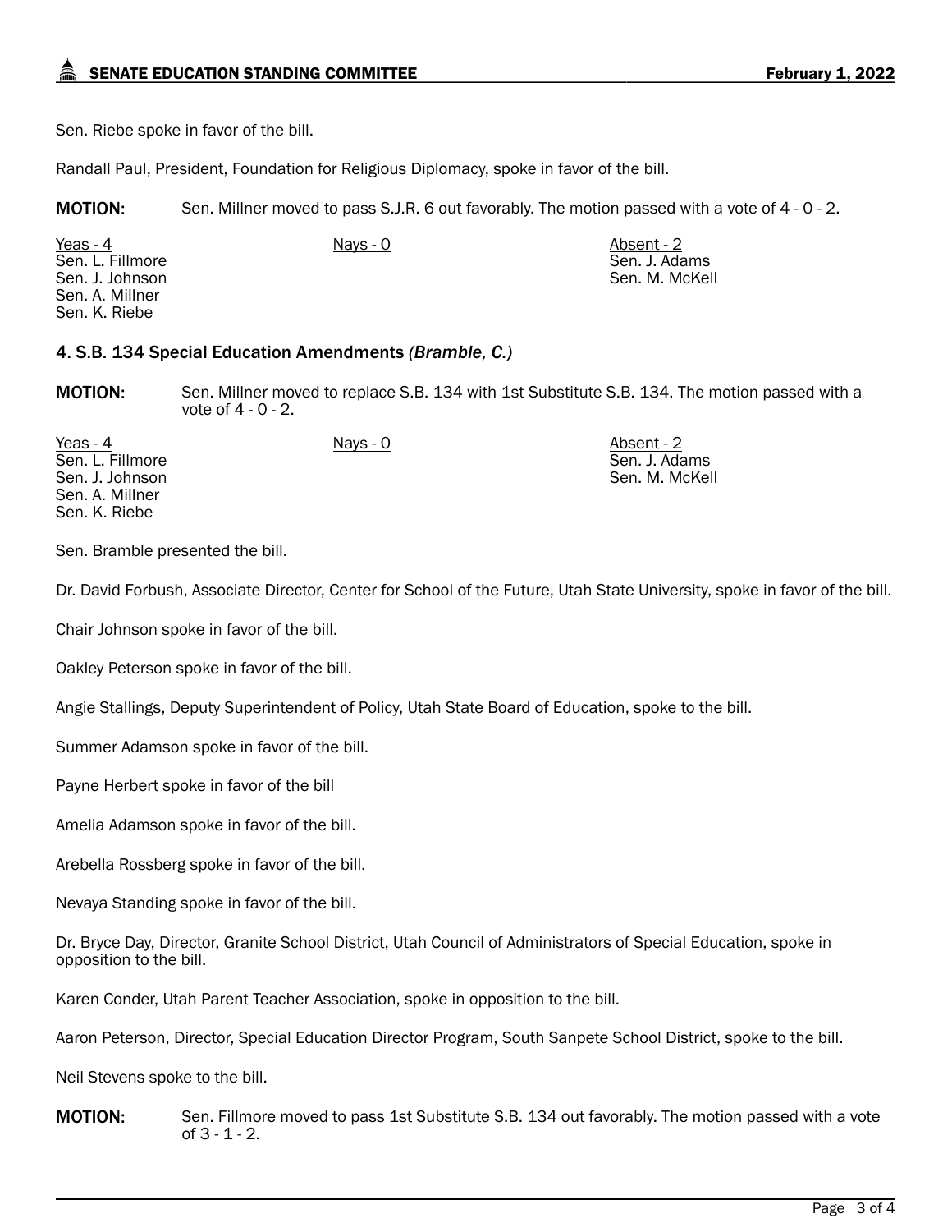Sen. Riebe spoke in favor of the bill.

Randall Paul, President, Foundation for Religious Diplomacy, spoke in favor of the bill.

**MOTION:** Sen. Millner moved to pass S.J.R. 6 out favorably. The motion passed with a vote of 4 - 0 - 2.

| Yeas - 4 | Nays - 0 | Absent - 2 |
|---|---|---|
| Sen. L. Fillmore | | Sen. J. Adams |
| Sen. J. Johnson | | Sen. M. McKell |
| Sen. A. Millner | | |
| Sen. K. Riebe | | |

### 4. S.B. 134 Special Education Amendments *(Bramble, C.)*

**MOTION:** Sen. Millner moved to replace S.B. 134 with 1st Substitute S.B. 134. The motion passed with a vote of 4 - 0 - 2.

| Yeas - 4 | Nays - 0 | Absent - 2 |
|---|---|---|
| Sen. L. Fillmore | | Sen. J. Adams |
| Sen. J. Johnson | | Sen. M. McKell |
| Sen. A. Millner | | |
| Sen. K. Riebe | | |

Sen. Bramble presented the bill.

Dr. David Forbush, Associate Director, Center for School of the Future, Utah State University, spoke in favor of the bill.

Chair Johnson spoke in favor of the bill.

Oakley Peterson spoke in favor of the bill.

Angie Stallings, Deputy Superintendent of Policy, Utah State Board of Education, spoke to the bill.

Summer Adamson spoke in favor of the bill.

Payne Herbert spoke in favor of the bill

Amelia Adamson spoke in favor of the bill.

Arebella Rossberg spoke in favor of the bill.

Nevaya Standing spoke in favor of the bill.

Dr. Bryce Day, Director, Granite School District, Utah Council of Administrators of Special Education, spoke in opposition to the bill.

Karen Conder, Utah Parent Teacher Association, spoke in opposition to the bill.

Aaron Peterson, Director, Special Education Director Program, South Sanpete School District, spoke to the bill.

Neil Stevens spoke to the bill.

**MOTION:** Sen. Fillmore moved to pass 1st Substitute S.B. 134 out favorably. The motion passed with a vote of 3 - 1 - 2.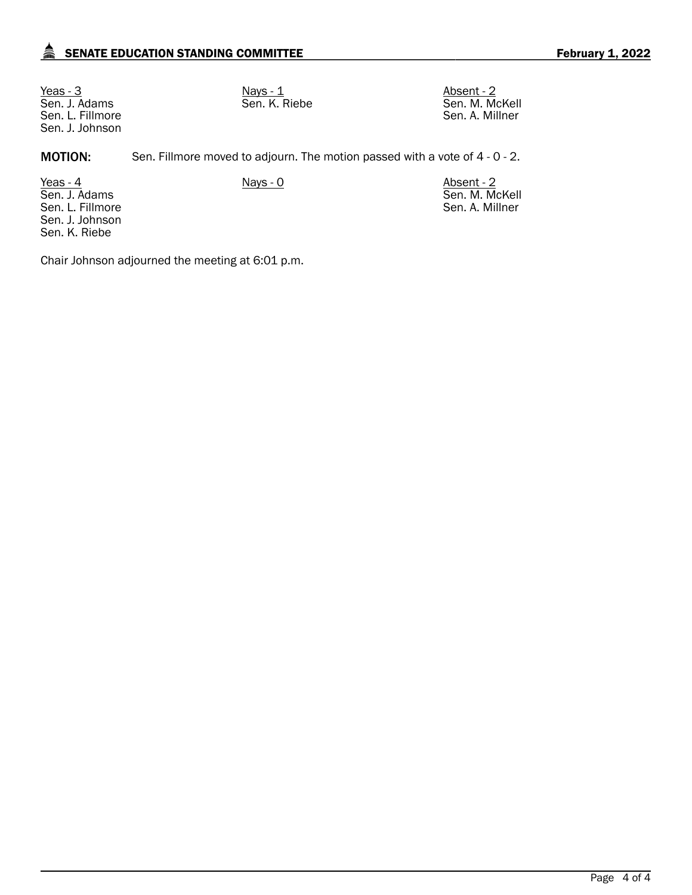| Yeas - 3 | Nays - 1 | Absent - 2 |
| --- | --- | --- |
| Sen. J. Adams | Sen. K. Riebe | Sen. M. McKell |
| Sen. L. Fillmore | | Sen. A. Millner |
| Sen. J. Johnson | | |

**MOTION:** Sen. Fillmore moved to adjourn. The motion passed with a vote of 4 - 0 - 2.

| Yeas - 4 | Nays - 0 | Absent - 2 |
| --- | --- | --- |
| Sen. J. Adams | | Sen. M. McKell |
| Sen. L. Fillmore | | Sen. A. Millner |
| Sen. J. Johnson | | |
| Sen. K. Riebe | | |

Chair Johnson adjourned the meeting at 6:01 p.m.